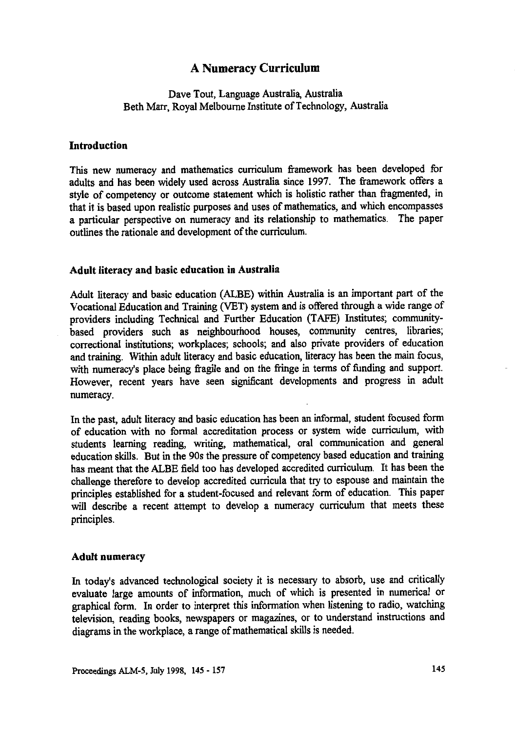# A Numeracy Curriculum

Dave Tout, Language Australia, Australia
Beth Marr, Royal Melbourne Institute of Technology, Australia

## Introduction

This new numeracy and mathematics curriculum framework has been developed for adults and has been widely used across Australia since 1997. The framework offers a style of competency or outcome statement which is holistic rather than fragmented, in that it is based upon realistic purposes and uses of mathematics, and which encompasses a particular perspective on numeracy and its relationship to mathematics. The paper outlines the rationale and development of the curriculum.

## Adult literacy and basic education in Australia

Adult literacy and basic education (ALBE) within Australia is an important part of the Vocational Education and Training (VET) system and is offered through a wide range of providers including Technical and Further Education (TAFE) Institutes; community-based providers such as neighbourhood houses, community centres, libraries; correctional institutions; workplaces; schools; and also private providers of education and training. Within adult literacy and basic education, literacy has been the main focus, with numeracy's place being fragile and on the fringe in terms of funding and support. However, recent years have seen significant developments and progress in adult numeracy.

In the past, adult literacy and basic education has been an informal, student focused form of education with no formal accreditation process or system wide curriculum, with students learning reading, writing, mathematical, oral communication and general education skills. But in the 90s the pressure of competency based education and training has meant that the ALBE field too has developed accredited curriculum. It has been the challenge therefore to develop accredited curricula that try to espouse and maintain the principles established for a student-focused and relevant form of education. This paper will describe a recent attempt to develop a numeracy curriculum that meets these principles.

## Adult numeracy

In today's advanced technological society it is necessary to absorb, use and critically evaluate large amounts of information, much of which is presented in numerical or graphical form. In order to interpret this information when listening to radio, watching television, reading books, newspapers or magazines, or to understand instructions and diagrams in the workplace, a range of mathematical skills is needed.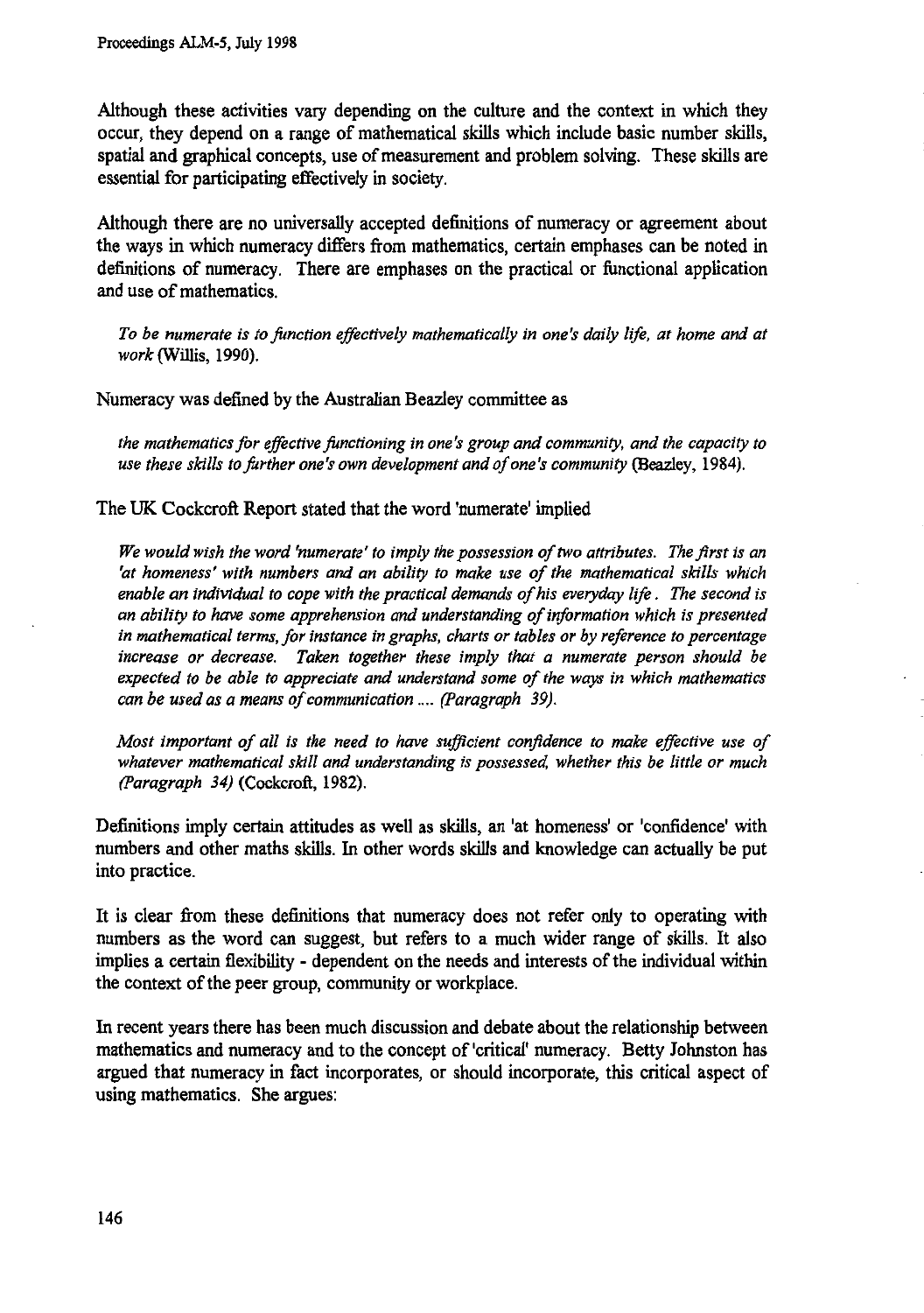Although these activities vary depending on the culture and the context in which they occur, they depend on a range of mathematical skills which include basic number skills, spatial and graphical concepts, use of measurement and problem solving. These skills are essential for participating effectively in society.

Although there are no universally accepted definitions of numeracy or agreement about the ways in which numeracy differs from mathematics, certain emphases can be noted in definitions of numeracy. There are emphases on the practical or functional application and use of mathematics.

> *To be numerate is to function effectively mathematically in one's daily life, at home and at work* (Willis, 1990).

Numeracy was defined by the Australian Beazley committee as

> *the mathematics for effective functioning in one's group and community, and the capacity to use these skills to further one's own development and of one's community* (Beazley, 1984).

The UK Cockcroft Report stated that the word 'numerate' implied

> *We would wish the word 'numerate' to imply the possession of two attributes. The first is an 'at homeness' with numbers and an ability to make use of the mathematical skills which enable an individual to cope with the practical demands of his everyday life. The second is an ability to have some apprehension and understanding of information which is presented in mathematical terms, for instance in graphs, charts or tables or by reference to percentage increase or decrease. Taken together these imply that a numerate person should be expected to be able to appreciate and understand some of the ways in which mathematics can be used as a means of communication .... (Paragraph 39).*
>
> *Most important of all is the need to have sufficient confidence to make effective use of whatever mathematical skill and understanding is possessed, whether this be little or much (Paragraph 34)* (Cockcroft, 1982).

Definitions imply certain attitudes as well as skills, an 'at homeness' or 'confidence' with numbers and other maths skills. In other words skills and knowledge can actually be put into practice.

It is clear from these definitions that numeracy does not refer only to operating with numbers as the word can suggest, but refers to a much wider range of skills. It also implies a certain flexibility - dependent on the needs and interests of the individual within the context of the peer group, community or workplace.

In recent years there has been much discussion and debate about the relationship between mathematics and numeracy and to the concept of 'critical' numeracy. Betty Johnston has argued that numeracy in fact incorporates, or should incorporate, this critical aspect of using mathematics. She argues: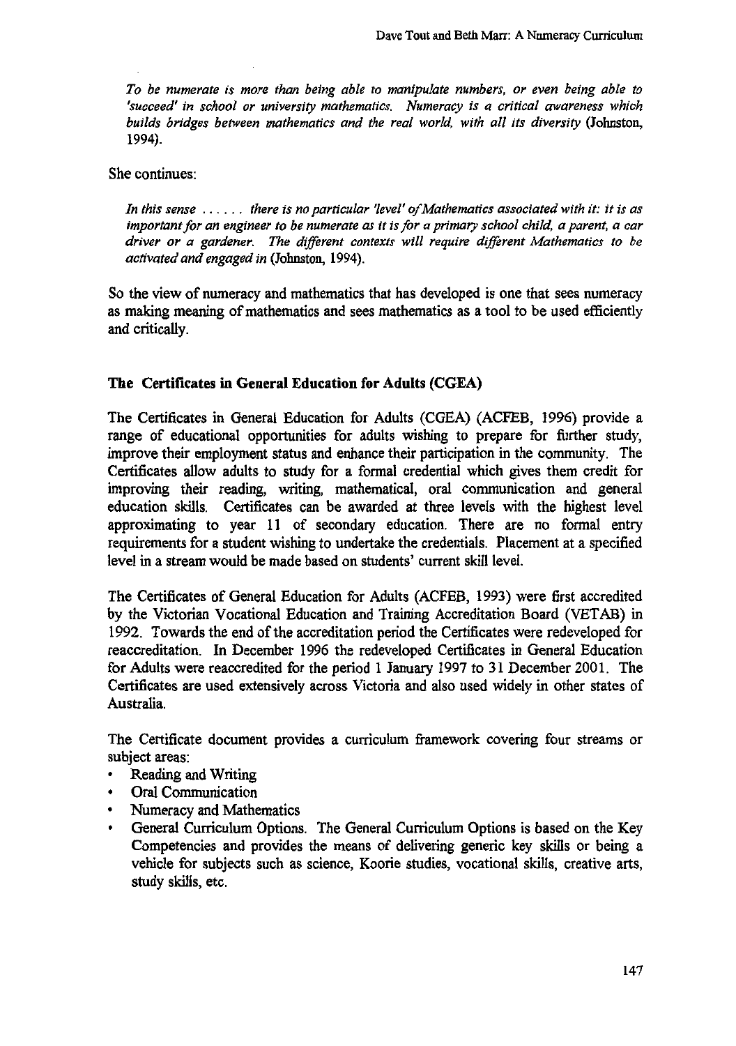*To be numerate is more than being able to manipulate numbers, or even being able to 'succeed' in school or university mathematics. Numeracy is a critical awareness which builds bridges between mathematics and the real world, with all its diversity* (Johnston, 1994).

She continues:

*In this sense ...... there is no particular 'level' of Mathematics associated with it: it is as important for an engineer to be numerate as it is for a primary school child, a parent, a car driver or a gardener. The different contexts will require different Mathematics to be activated and engaged in* (Johnston, 1994).

So the view of numeracy and mathematics that has developed is one that sees numeracy as making meaning of mathematics and sees mathematics as a tool to be used efficiently and critically.

## The Certificates in General Education for Adults (CGEA)

The Certificates in General Education for Adults (CGEA) (ACFEB, 1996) provide a range of educational opportunities for adults wishing to prepare for further study, improve their employment status and enhance their participation in the community. The Certificates allow adults to study for a formal credential which gives them credit for improving their reading, writing, mathematical, oral communication and general education skills. Certificates can be awarded at three levels with the highest level approximating to year 11 of secondary education. There are no formal entry requirements for a student wishing to undertake the credentials. Placement at a specified level in a stream would be made based on students' current skill level.

The Certificates of General Education for Adults (ACFEB, 1993) were first accredited by the Victorian Vocational Education and Training Accreditation Board (VETAB) in 1992. Towards the end of the accreditation period the Certificates were redeveloped for reaccreditation. In December 1996 the redeveloped Certificates in General Education for Adults were reaccredited for the period 1 January 1997 to 31 December 2001. The Certificates are used extensively across Victoria and also used widely in other states of Australia.

The Certificate document provides a curriculum framework covering four streams or subject areas:

- Reading and Writing
- Oral Communication
- Numeracy and Mathematics
- General Curriculum Options. The General Curriculum Options is based on the Key Competencies and provides the means of delivering generic key skills or being a vehicle for subjects such as science, Koorie studies, vocational skills, creative arts, study skills, etc.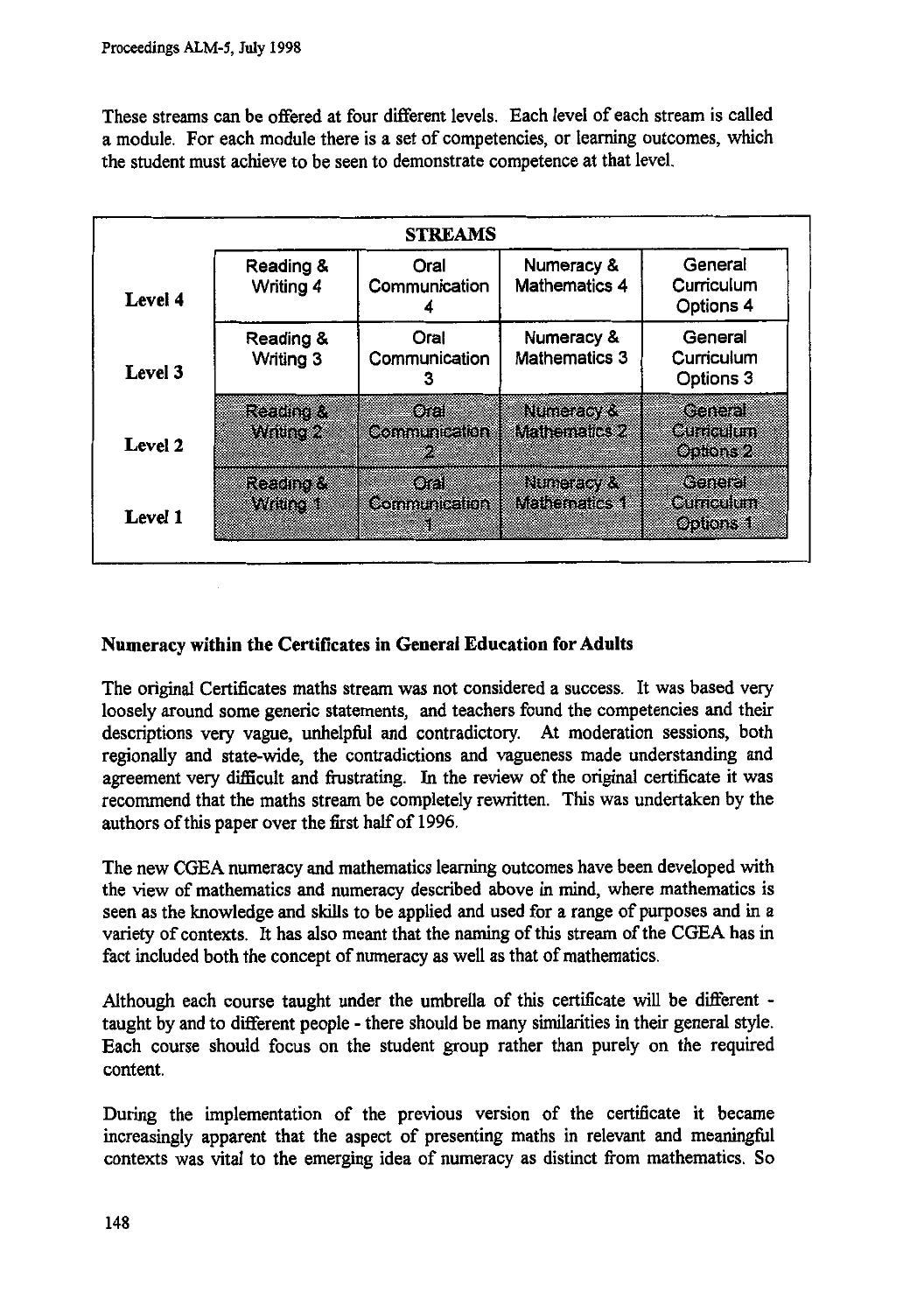These streams can be offered at four different levels. Each level of each stream is called a module. For each module there is a set of competencies, or learning outcomes, which the student must achieve to be seen to demonstrate competence at that level.

| | **STREAMS** | | | |
|---|---|---|---|---|
| **Level 4** | Reading & Writing 4 | Oral Communication 4 | Numeracy & Mathematics 4 | General Curriculum Options 4 |
| **Level 3** | Reading & Writing 3 | Oral Communication 3 | Numeracy & Mathematics 3 | General Curriculum Options 3 |
| **Level 2** | Reading & Writing 2 | Oral Communication 2 | Numeracy & Mathematics 2 | General Curriculum Options 2 |
| **Level 1** | Reading & Writing 1 | Oral Communication 1 | Numeracy & Mathematics 1 | General Curriculum Options 1 |

## Numeracy within the Certificates in General Education for Adults

The original Certificates maths stream was not considered a success. It was based very loosely around some generic statements, and teachers found the competencies and their descriptions very vague, unhelpful and contradictory. At moderation sessions, both regionally and state-wide, the contradictions and vagueness made understanding and agreement very difficult and frustrating. In the review of the original certificate it was recommend that the maths stream be completely rewritten. This was undertaken by the authors of this paper over the first half of 1996.

The new CGEA numeracy and mathematics learning outcomes have been developed with the view of mathematics and numeracy described above in mind, where mathematics is seen as the knowledge and skills to be applied and used for a range of purposes and in a variety of contexts. It has also meant that the naming of this stream of the CGEA has in fact included both the concept of numeracy as well as that of mathematics.

Although each course taught under the umbrella of this certificate will be different - taught by and to different people - there should be many similarities in their general style. Each course should focus on the student group rather than purely on the required content.

During the implementation of the previous version of the certificate it became increasingly apparent that the aspect of presenting maths in relevant and meaningful contexts was vital to the emerging idea of numeracy as distinct from mathematics. So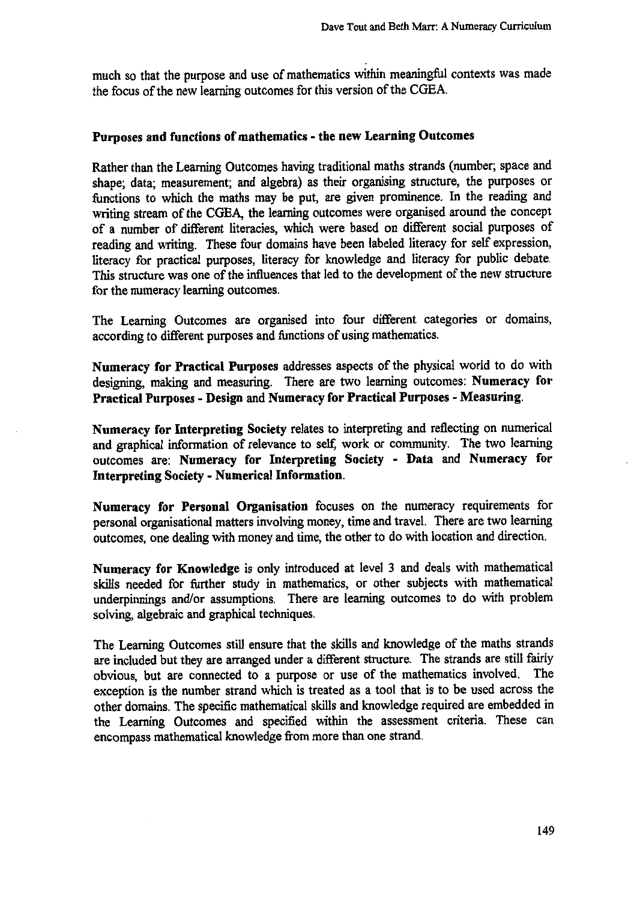much so that the purpose and use of mathematics within meaningful contexts was made the focus of the new learning outcomes for this version of the CGEA.

**Purposes and functions of mathematics - the new Learning Outcomes**

Rather than the Learning Outcomes having traditional maths strands (number; space and shape; data; measurement; and algebra) as their organising structure, the purposes or functions to which the maths may be put, are given prominence. In the reading and writing stream of the CGEA, the learning outcomes were organised around the concept of a number of different literacies, which were based on different social purposes of reading and writing. These four domains have been labeled literacy for self expression, literacy for practical purposes, literacy for knowledge and literacy for public debate. This structure was one of the influences that led to the development of the new structure for the numeracy learning outcomes.

The Learning Outcomes are organised into four different categories or domains, according to different purposes and functions of using mathematics.

**Numeracy for Practical Purposes** addresses aspects of the physical world to do with designing, making and measuring. There are two learning outcomes: **Numeracy for Practical Purposes - Design** and **Numeracy for Practical Purposes - Measuring**.

**Numeracy for Interpreting Society** relates to interpreting and reflecting on numerical and graphical information of relevance to self, work or community. The two learning outcomes are: **Numeracy for Interpreting Society - Data** and **Numeracy for Interpreting Society - Numerical Information**.

**Numeracy for Personal Organisation** focuses on the numeracy requirements for personal organisational matters involving money, time and travel. There are two learning outcomes, one dealing with money and time, the other to do with location and direction.

**Numeracy for Knowledge** is only introduced at level 3 and deals with mathematical skills needed for further study in mathematics, or other subjects with mathematical underpinnings and/or assumptions. There are learning outcomes to do with problem solving, algebraic and graphical techniques.

The Learning Outcomes still ensure that the skills and knowledge of the maths strands are included but they are arranged under a different structure. The strands are still fairly obvious, but are connected to a purpose or use of the mathematics involved. The exception is the number strand which is treated as a tool that is to be used across the other domains. The specific mathematical skills and knowledge required are embedded in the Learning Outcomes and specified within the assessment criteria. These can encompass mathematical knowledge from more than one strand.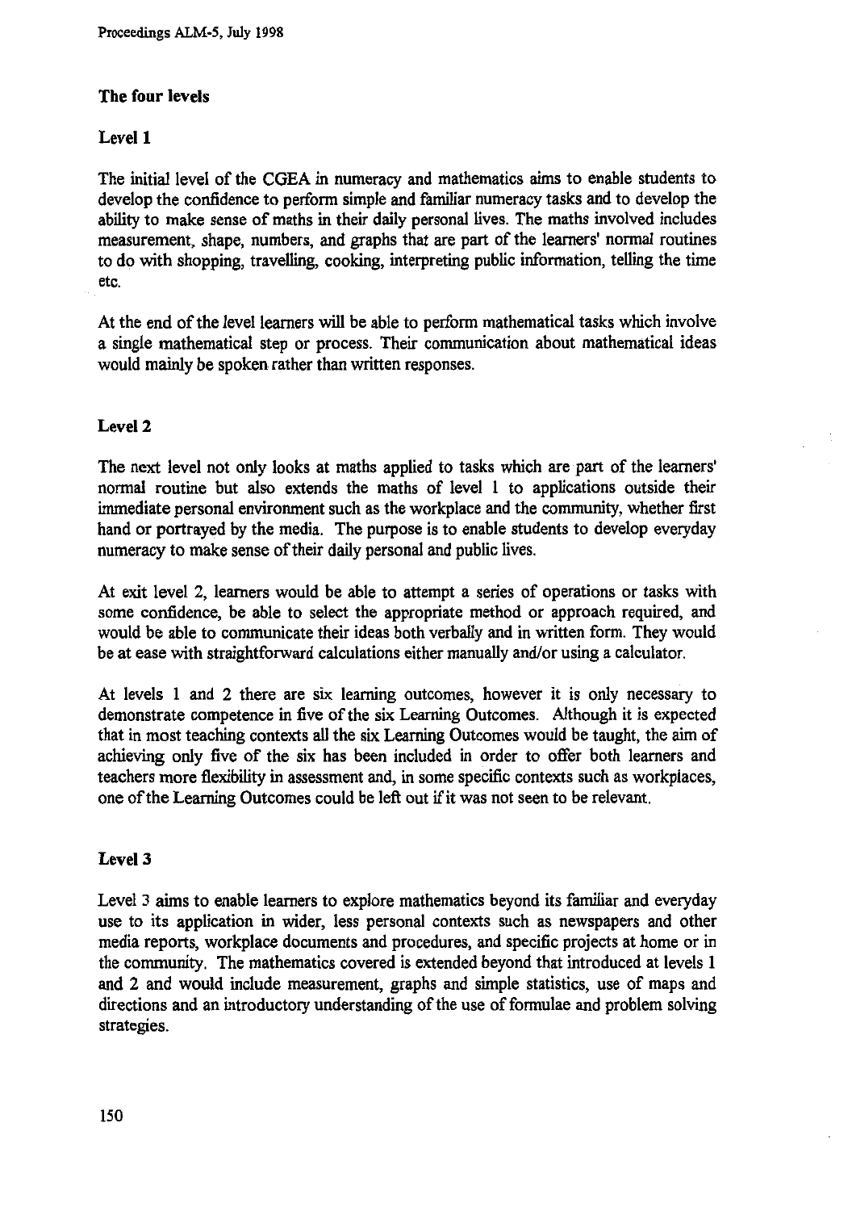## The four levels

### Level 1

The initial level of the CGEA in numeracy and mathematics aims to enable students to develop the confidence to perform simple and familiar numeracy tasks and to develop the ability to make sense of maths in their daily personal lives. The maths involved includes measurement, shape, numbers, and graphs that are part of the learners' normal routines to do with shopping, travelling, cooking, interpreting public information, telling the time etc.

At the end of the level learners will be able to perform mathematical tasks which involve a single mathematical step or process. Their communication about mathematical ideas would mainly be spoken rather than written responses.

### Level 2

The next level not only looks at maths applied to tasks which are part of the learners' normal routine but also extends the maths of level 1 to applications outside their immediate personal environment such as the workplace and the community, whether first hand or portrayed by the media. The purpose is to enable students to develop everyday numeracy to make sense of their daily personal and public lives.

At exit level 2, learners would be able to attempt a series of operations or tasks with some confidence, be able to select the appropriate method or approach required, and would be able to communicate their ideas both verbally and in written form. They would be at ease with straightforward calculations either manually and/or using a calculator.

At levels 1 and 2 there are six learning outcomes, however it is only necessary to demonstrate competence in five of the six Learning Outcomes. Although it is expected that in most teaching contexts all the six Learning Outcomes would be taught, the aim of achieving only five of the six has been included in order to offer both learners and teachers more flexibility in assessment and, in some specific contexts such as workplaces, one of the Learning Outcomes could be left out if it was not seen to be relevant.

### Level 3

Level 3 aims to enable learners to explore mathematics beyond its familiar and everyday use to its application in wider, less personal contexts such as newspapers and other media reports, workplace documents and procedures, and specific projects at home or in the community. The mathematics covered is extended beyond that introduced at levels 1 and 2 and would include measurement, graphs and simple statistics, use of maps and directions and an introductory understanding of the use of formulae and problem solving strategies.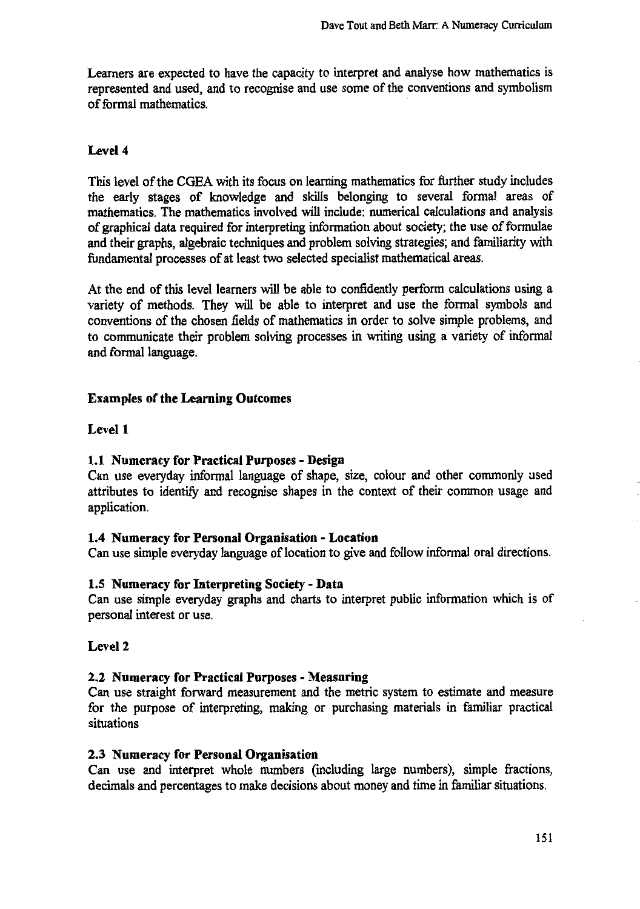Learners are expected to have the capacity to interpret and analyse how mathematics is represented and used, and to recognise and use some of the conventions and symbolism of formal mathematics.

### Level 4

This level of the CGEA with its focus on learning mathematics for further study includes the early stages of knowledge and skills belonging to several formal areas of mathematics. The mathematics involved will include: numerical calculations and analysis of graphical data required for interpreting information about society; the use of formulae and their graphs, algebraic techniques and problem solving strategies; and familiarity with fundamental processes of at least two selected specialist mathematical areas.

At the end of this level learners will be able to confidently perform calculations using a variety of methods. They will be able to interpret and use the formal symbols and conventions of the chosen fields of mathematics in order to solve simple problems, and to communicate their problem solving processes in writing using a variety of informal and formal language.

## Examples of the Learning Outcomes

### Level 1

#### 1.1 Numeracy for Practical Purposes - Design

Can use everyday informal language of shape, size, colour and other commonly used attributes to identify and recognise shapes in the context of their common usage and application.

#### 1.4 Numeracy for Personal Organisation - Location

Can use simple everyday language of location to give and follow informal oral directions.

#### 1.5 Numeracy for Interpreting Society - Data

Can use simple everyday graphs and charts to interpret public information which is of personal interest or use.

### Level 2

#### 2.2 Numeracy for Practical Purposes - Measuring

Can use straight forward measurement and the metric system to estimate and measure for the purpose of interpreting, making or purchasing materials in familiar practical situations

#### 2.3 Numeracy for Personal Organisation

Can use and interpret whole numbers (including large numbers), simple fractions, decimals and percentages to make decisions about money and time in familiar situations.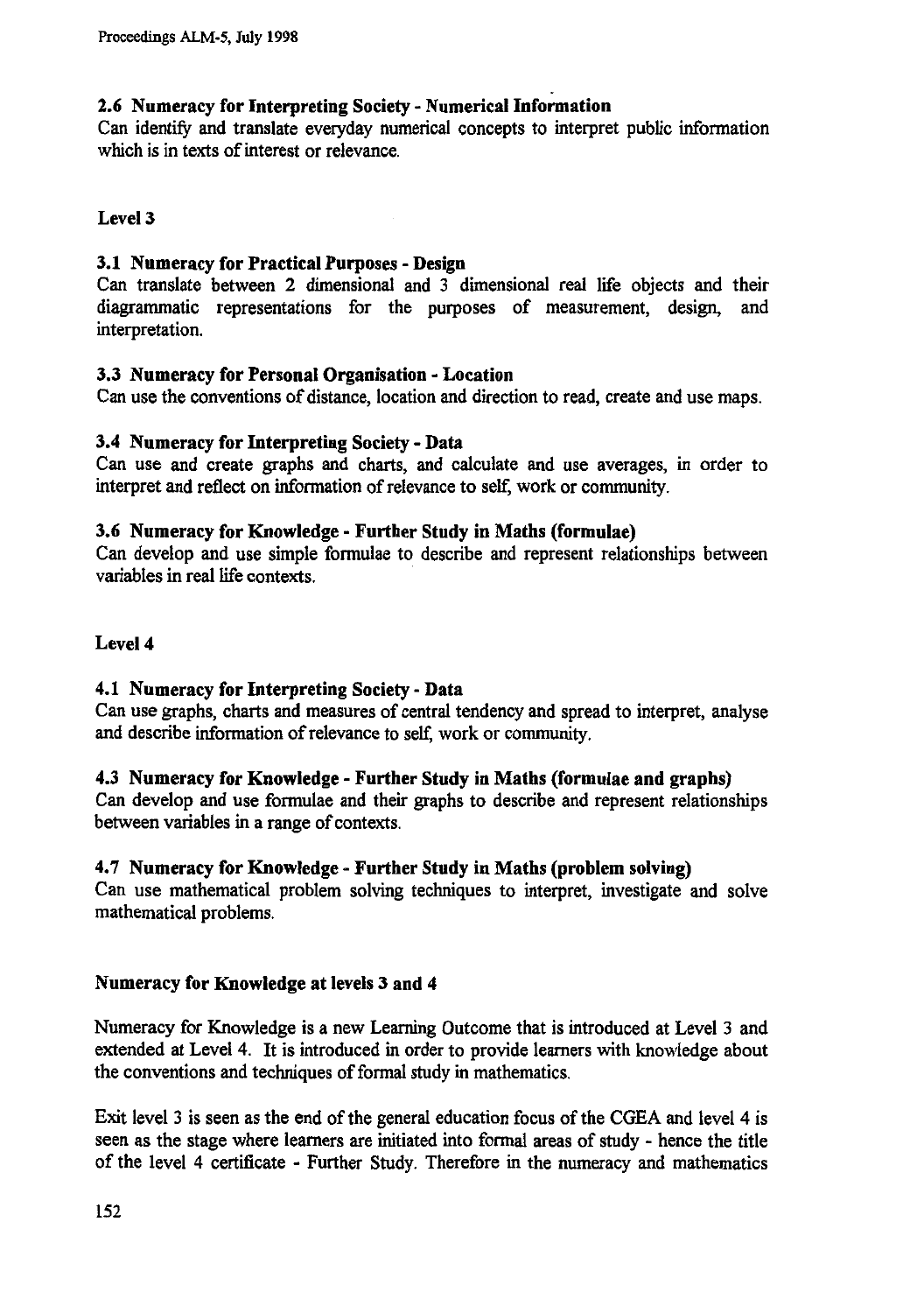### 2.6 Numeracy for Interpreting Society - Numerical Information

Can identify and translate everyday numerical concepts to interpret public information which is in texts of interest or relevance.

## Level 3

### 3.1 Numeracy for Practical Purposes - Design

Can translate between 2 dimensional and 3 dimensional real life objects and their diagrammatic representations for the purposes of measurement, design, and interpretation.

### 3.3 Numeracy for Personal Organisation - Location

Can use the conventions of distance, location and direction to read, create and use maps.

### 3.4 Numeracy for Interpreting Society - Data

Can use and create graphs and charts, and calculate and use averages, in order to interpret and reflect on information of relevance to self, work or community.

### 3.6 Numeracy for Knowledge - Further Study in Maths (formulae)

Can develop and use simple formulae to describe and represent relationships between variables in real life contexts.

## Level 4

### 4.1 Numeracy for Interpreting Society - Data

Can use graphs, charts and measures of central tendency and spread to interpret, analyse and describe information of relevance to self, work or community.

### 4.3 Numeracy for Knowledge - Further Study in Maths (formulae and graphs)

Can develop and use formulae and their graphs to describe and represent relationships between variables in a range of contexts.

### 4.7 Numeracy for Knowledge - Further Study in Maths (problem solving)

Can use mathematical problem solving techniques to interpret, investigate and solve mathematical problems.

## Numeracy for Knowledge at levels 3 and 4

Numeracy for Knowledge is a new Learning Outcome that is introduced at Level 3 and extended at Level 4. It is introduced in order to provide learners with knowledge about the conventions and techniques of formal study in mathematics.

Exit level 3 is seen as the end of the general education focus of the CGEA and level 4 is seen as the stage where learners are initiated into formal areas of study - hence the title of the level 4 certificate - Further Study. Therefore in the numeracy and mathematics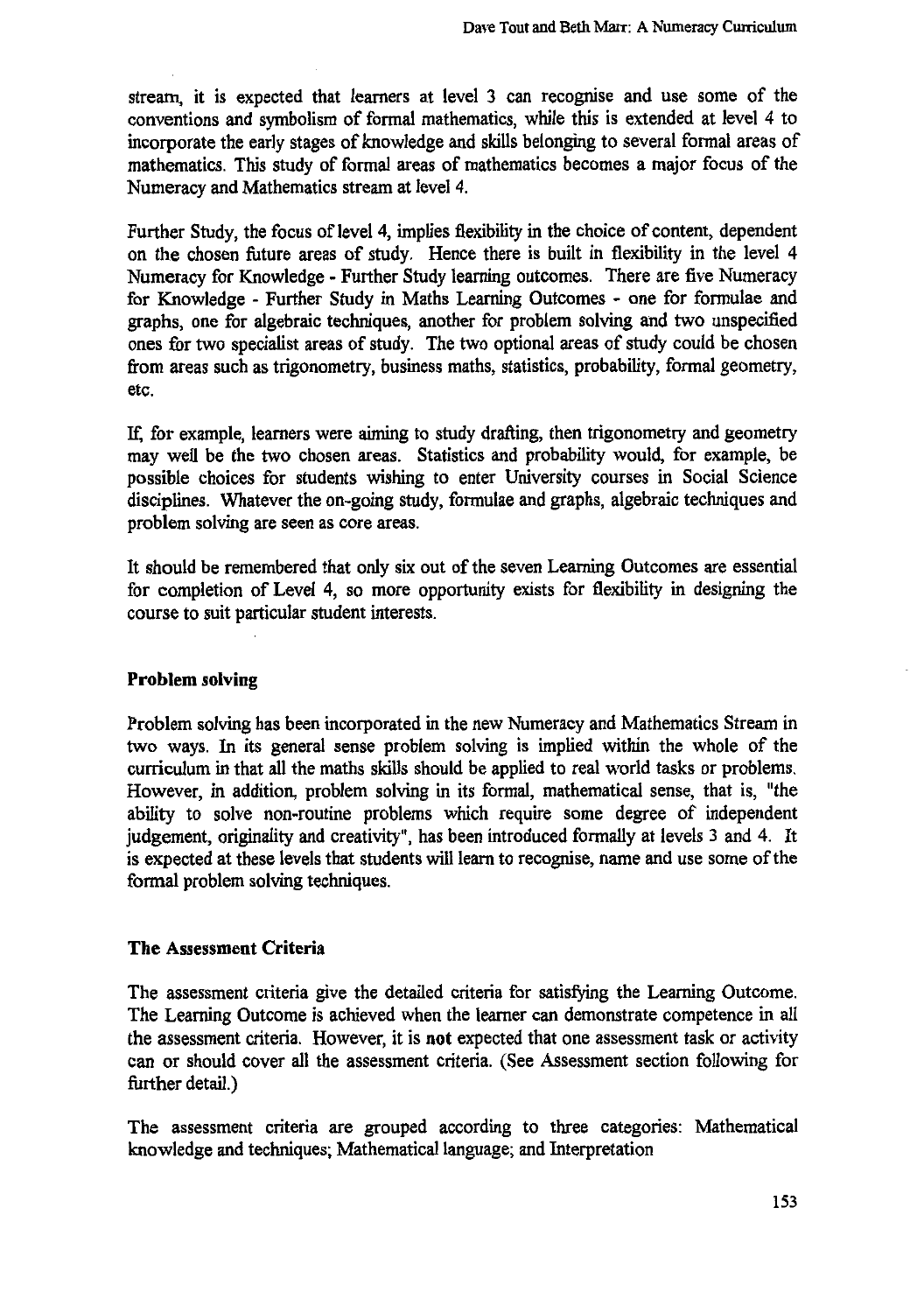stream, it is expected that learners at level 3 can recognise and use some of the conventions and symbolism of formal mathematics, while this is extended at level 4 to incorporate the early stages of knowledge and skills belonging to several formal areas of mathematics. This study of formal areas of mathematics becomes a major focus of the Numeracy and Mathematics stream at level 4.

Further Study, the focus of level 4, implies flexibility in the choice of content, dependent on the chosen future areas of study. Hence there is built in flexibility in the level 4 Numeracy for Knowledge - Further Study learning outcomes. There are five Numeracy for Knowledge - Further Study in Maths Learning Outcomes - one for formulae and graphs, one for algebraic techniques, another for problem solving and two unspecified ones for two specialist areas of study. The two optional areas of study could be chosen from areas such as trigonometry, business maths, statistics, probability, formal geometry, etc.

If, for example, learners were aiming to study drafting, then trigonometry and geometry may well be the two chosen areas. Statistics and probability would, for example, be possible choices for students wishing to enter University courses in Social Science disciplines. Whatever the on-going study, formulae and graphs, algebraic techniques and problem solving are seen as core areas.

It should be remembered that only six out of the seven Learning Outcomes are essential for completion of Level 4, so more opportunity exists for flexibility in designing the course to suit particular student interests.

## Problem solving

Problem solving has been incorporated in the new Numeracy and Mathematics Stream in two ways. In its general sense problem solving is implied within the whole of the curriculum in that all the maths skills should be applied to real world tasks or problems. However, in addition, problem solving in its formal, mathematical sense, that is, "the ability to solve non-routine problems which require some degree of independent judgement, originality and creativity", has been introduced formally at levels 3 and 4. It is expected at these levels that students will learn to recognise, name and use some of the formal problem solving techniques.

## The Assessment Criteria

The assessment criteria give the detailed criteria for satisfying the Learning Outcome. The Learning Outcome is achieved when the learner can demonstrate competence in all the assessment criteria. However, it is **not** expected that one assessment task or activity can or should cover all the assessment criteria. (See Assessment section following for further detail.)

The assessment criteria are grouped according to three categories: Mathematical knowledge and techniques; Mathematical language; and Interpretation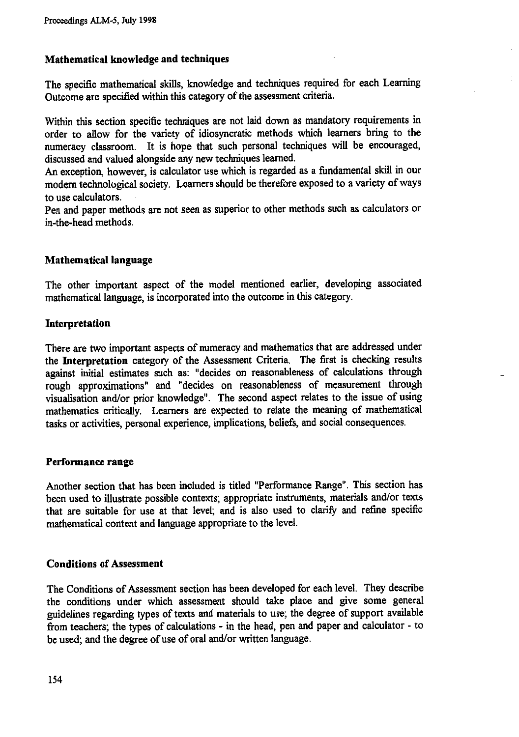### Mathematical knowledge and techniques

The specific mathematical skills, knowledge and techniques required for each Learning Outcome are specified within this category of the assessment criteria.

Within this section specific techniques are not laid down as mandatory requirements in order to allow for the variety of idiosyncratic methods which learners bring to the numeracy classroom. It is hope that such personal techniques will be encouraged, discussed and valued alongside any new techniques learned.

An exception, however, is calculator use which is regarded as a fundamental skill in our modern technological society. Learners should be therefore exposed to a variety of ways to use calculators.

Pen and paper methods are not seen as superior to other methods such as calculators or in-the-head methods.

### Mathematical language

The other important aspect of the model mentioned earlier, developing associated mathematical language, is incorporated into the outcome in this category.

### Interpretation

There are two important aspects of numeracy and mathematics that are addressed under the **Interpretation** category of the Assessment Criteria. The first is checking results against initial estimates such as: "decides on reasonableness of calculations through rough approximations" and "decides on reasonableness of measurement through visualisation and/or prior knowledge". The second aspect relates to the issue of using mathematics critically. Learners are expected to relate the meaning of mathematical tasks or activities, personal experience, implications, beliefs, and social consequences.

### Performance range

Another section that has been included is titled "Performance Range". This section has been used to illustrate possible contexts; appropriate instruments, materials and/or texts that are suitable for use at that level; and is also used to clarify and refine specific mathematical content and language appropriate to the level.

### Conditions of Assessment

The Conditions of Assessment section has been developed for each level. They describe the conditions under which assessment should take place and give some general guidelines regarding types of texts and materials to use; the degree of support available from teachers; the types of calculations - in the head, pen and paper and calculator - to be used; and the degree of use of oral and/or written language.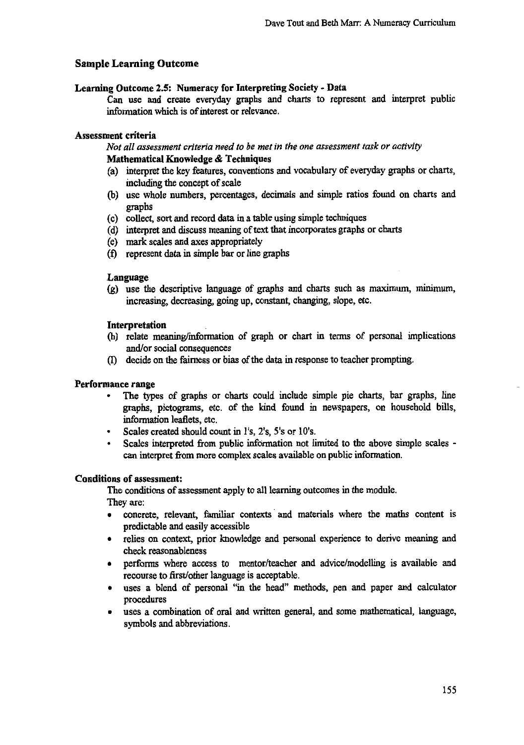## Sample Learning Outcome

### Learning Outcome 2.5: Numeracy for Interpreting Society - Data

Can use and create everyday graphs and charts to represent and interpret public information which is of interest or relevance.

### Assessment criteria

*Not all assessment criteria need to be met in the one assessment task or activity*

**Mathematical Knowledge & Techniques**

(a) interpret the key features, conventions and vocabulary of everyday graphs or charts, including the concept of scale
(b) use whole numbers, percentages, decimals and simple ratios found on charts and graphs
(c) collect, sort and record data in a table using simple techniques
(d) interpret and discuss meaning of text that incorporates graphs or charts
(e) mark scales and axes appropriately
(f) represent data in simple bar or line graphs

**Language**

(g) use the descriptive language of graphs and charts such as maximum, minimum, increasing, decreasing, going up, constant, changing, slope, etc.

**Interpretation**

(h) relate meaning/information of graph or chart in terms of personal implications and/or social consequences
(I) decide on the fairness or bias of the data in response to teacher prompting.

### Performance range

- The types of graphs or charts could include simple pie charts, bar graphs, line graphs, pictograms, etc. of the kind found in newspapers, on household bills, information leaflets, etc.
- Scales created should count in 1's, 2's, 5's or 10's.
- Scales interpreted from public information not limited to the above simple scales - can interpret from more complex scales available on public information.

### Conditions of assessment:

The conditions of assessment apply to all learning outcomes in the module.
They are:

- concrete, relevant, familiar contexts and materials where the maths content is predictable and easily accessible
- relies on context, prior knowledge and personal experience to derive meaning and check reasonableness
- performs where access to mentor/teacher and advice/modelling is available and recourse to first/other language is acceptable.
- uses a blend of personal "in the head" methods, pen and paper and calculator procedures
- uses a combination of oral and written general, and some mathematical, language, symbols and abbreviations.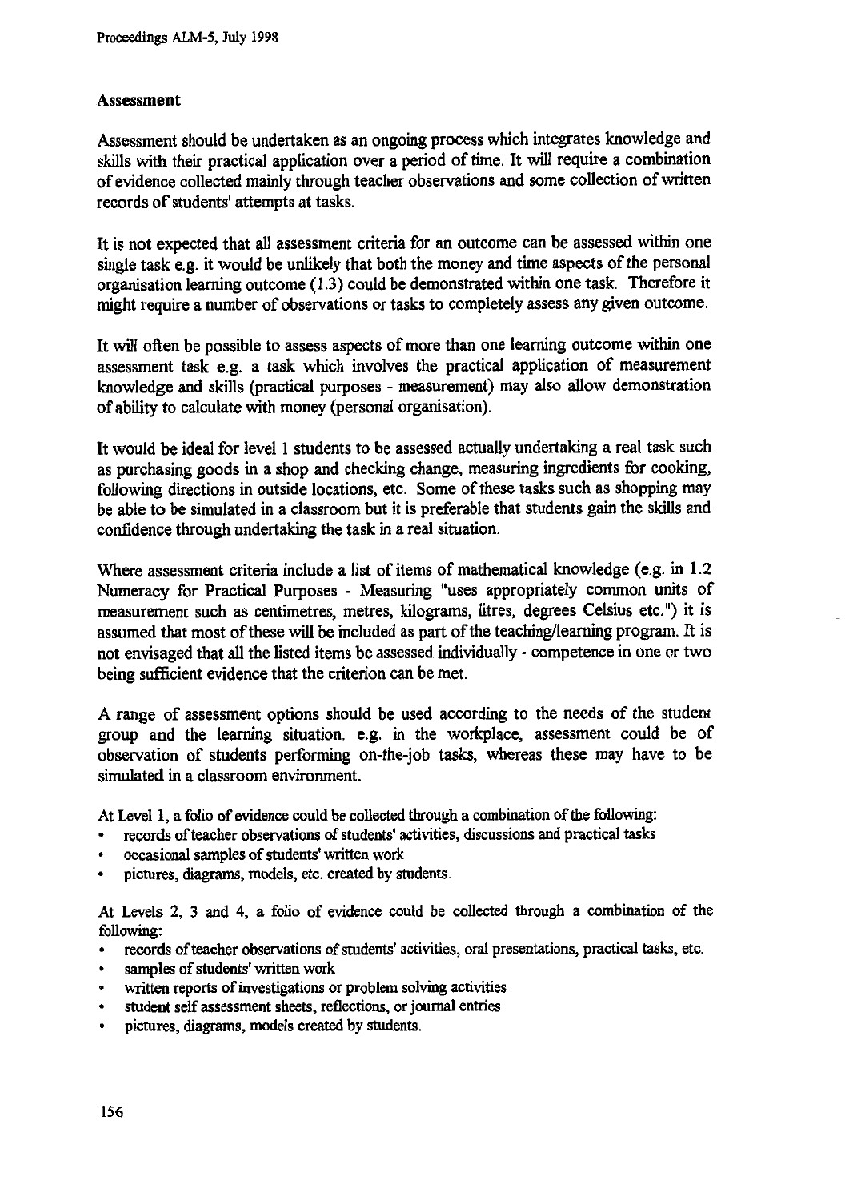### Assessment

Assessment should be undertaken as an ongoing process which integrates knowledge and skills with their practical application over a period of time. It will require a combination of evidence collected mainly through teacher observations and some collection of written records of students' attempts at tasks.

It is not expected that all assessment criteria for an outcome can be assessed within one single task e.g. it would be unlikely that both the money and time aspects of the personal organisation learning outcome (1.3) could be demonstrated within one task. Therefore it might require a number of observations or tasks to completely assess any given outcome.

It will often be possible to assess aspects of more than one learning outcome within one assessment task e.g. a task which involves the practical application of measurement knowledge and skills (practical purposes - measurement) may also allow demonstration of ability to calculate with money (personal organisation).

It would be ideal for level 1 students to be assessed actually undertaking a real task such as purchasing goods in a shop and checking change, measuring ingredients for cooking, following directions in outside locations, etc. Some of these tasks such as shopping may be able to be simulated in a classroom but it is preferable that students gain the skills and confidence through undertaking the task in a real situation.

Where assessment criteria include a list of items of mathematical knowledge (e.g. in 1.2 Numeracy for Practical Purposes - Measuring "uses appropriately common units of measurement such as centimetres, metres, kilograms, litres, degrees Celsius etc.") it is assumed that most of these will be included as part of the teaching/learning program. It is not envisaged that all the listed items be assessed individually - competence in one or two being sufficient evidence that the criterion can be met.

A range of assessment options should be used according to the needs of the student group and the learning situation. e.g. in the workplace, assessment could be of observation of students performing on-the-job tasks, whereas these may have to be simulated in a classroom environment.

At Level 1, a folio of evidence could be collected through a combination of the following:

- records of teacher observations of students' activities, discussions and practical tasks
- occasional samples of students' written work
- pictures, diagrams, models, etc. created by students.

At Levels 2, 3 and 4, a folio of evidence could be collected through a combination of the following:

- records of teacher observations of students' activities, oral presentations, practical tasks, etc.
- samples of students' written work
- written reports of investigations or problem solving activities
- student self assessment sheets, reflections, or journal entries
- pictures, diagrams, models created by students.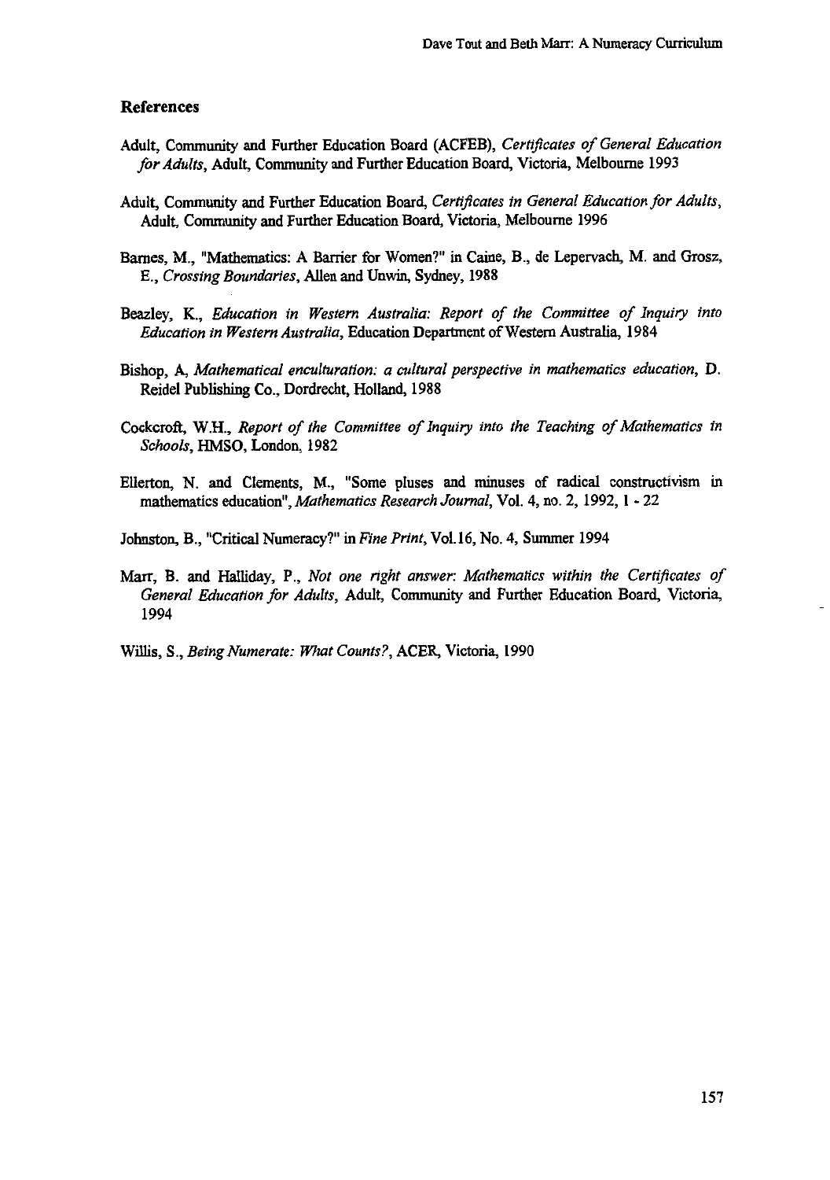### References

Adult, Community and Further Education Board (ACFEB), *Certificates of General Education for Adults*, Adult, Community and Further Education Board, Victoria, Melbourne 1993

Adult, Community and Further Education Board, *Certificates in General Education for Adults*, Adult, Community and Further Education Board, Victoria, Melbourne 1996

Barnes, M., "Mathematics: A Barrier for Women?" in Caine, B., de Lepervach, M. and Grosz, E., *Crossing Boundaries*, Allen and Unwin, Sydney, 1988

Beazley, K., *Education in Western Australia: Report of the Committee of Inquiry into Education in Western Australia*, Education Department of Western Australia, 1984

Bishop, A, *Mathematical enculturation: a cultural perspective in mathematics education*, D. Reidel Publishing Co., Dordrecht, Holland, 1988

Cockcroft, W.H., *Report of the Committee of Inquiry into the Teaching of Mathematics in Schools*, HMSO, London, 1982

Ellerton, N. and Clements, M., "Some pluses and minuses of radical constructivism in mathematics education", *Mathematics Research Journal*, Vol. 4, no. 2, 1992, 1 - 22

Johnston, B., "Critical Numeracy?" in *Fine Print*, Vol.16, No. 4, Summer 1994

Marr, B. and Halliday, P., *Not one right answer: Mathematics within the Certificates of General Education for Adults*, Adult, Community and Further Education Board, Victoria, 1994

Willis, S., *Being Numerate: What Counts?*, ACER, Victoria, 1990